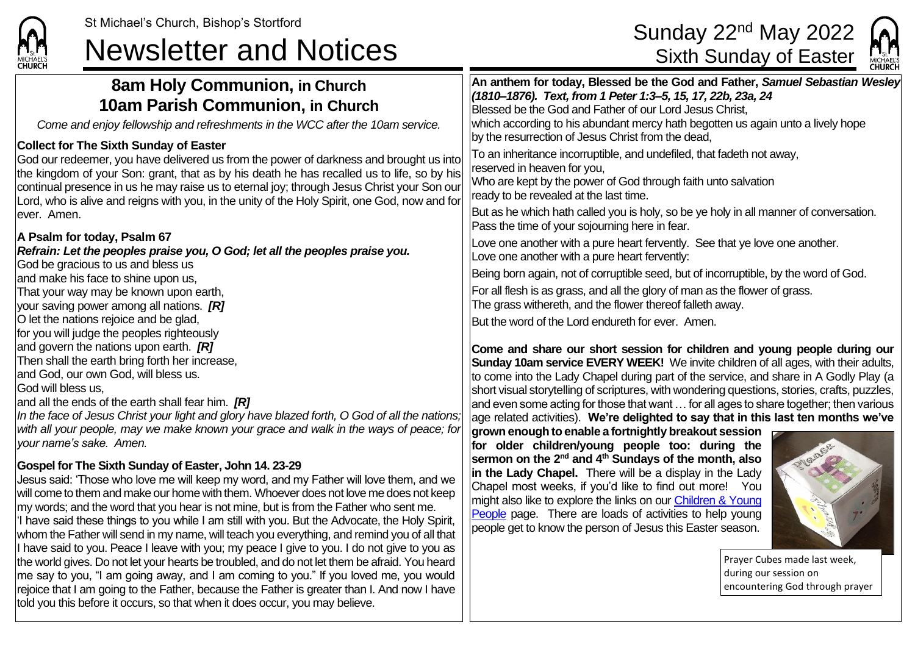St Michael's Church, Bishop's Stortford

# Newsletter and Notices

Sunday 22nd May 2022
Sixth Sunday of Easter

## 8am Holy Communion, in Church
## 10am Parish Communion, in Church

*Come and enjoy fellowship and refreshments in the WCC after the 10am service.*

**Collect for The Sixth Sunday of Easter**

God our redeemer, you have delivered us from the power of darkness and brought us into the kingdom of your Son: grant, that as by his death he has recalled us to life, so by his continual presence in us he may raise us to eternal joy; through Jesus Christ your Son our Lord, who is alive and reigns with you, in the unity of the Holy Spirit, one God, now and for ever. Amen.

**A Psalm for today, Psalm 67**

***Refrain: Let the peoples praise you, O God; let all the peoples praise you.***

God be gracious to us and bless us
and make his face to shine upon us,
That your way may be known upon earth,
your saving power among all nations. ***[R]***
O let the nations rejoice and be glad,
for you will judge the peoples righteously
and govern the nations upon earth. ***[R]***
Then shall the earth bring forth her increase,
and God, our own God, will bless us.
God will bless us,
and all the ends of the earth shall fear him. ***[R]***
*In the face of Jesus Christ your light and glory have blazed forth, O God of all the nations; with all your people, may we make known your grace and walk in the ways of peace; for your name's sake. Amen.*

**Gospel for The Sixth Sunday of Easter, John 14. 23-29**

Jesus said: 'Those who love me will keep my word, and my Father will love them, and we will come to them and make our home with them. Whoever does not love me does not keep my words; and the word that you hear is not mine, but is from the Father who sent me.
'I have said these things to you while I am still with you. But the Advocate, the Holy Spirit, whom the Father will send in my name, will teach you everything, and remind you of all that I have said to you. Peace I leave with you; my peace I give to you. I do not give to you as the world gives. Do not let your hearts be troubled, and do not let them be afraid. You heard me say to you, "I am going away, and I am coming to you." If you loved me, you would rejoice that I am going to the Father, because the Father is greater than I. And now I have told you this before it occurs, so that when it does occur, you may believe.

**An anthem for today, Blessed be the God and Father, *Samuel Sebastian Wesley (1810–1876). Text, from 1 Peter 1:3–5, 15, 17, 22b, 23a, 24***

Blessed be the God and Father of our Lord Jesus Christ,
which according to his abundant mercy hath begotten us again unto a lively hope
by the resurrection of Jesus Christ from the dead,
To an inheritance incorruptible, and undefiled, that fadeth not away,
reserved in heaven for you,
Who are kept by the power of God through faith unto salvation
ready to be revealed at the last time.
But as he which hath called you is holy, so be ye holy in all manner of conversation.
Pass the time of your sojourning here in fear.
Love one another with a pure heart fervently. See that ye love one another.
Love one another with a pure heart fervently:
Being born again, not of corruptible seed, but of incorruptible, by the word of God.
For all flesh is as grass, and all the glory of man as the flower of grass.
The grass withereth, and the flower thereof falleth away.
But the word of the Lord endureth for ever. Amen.

**Come and share our short session for children and young people during our Sunday 10am service EVERY WEEK!** We invite children of all ages, with their adults, to come into the Lady Chapel during part of the service, and share in A Godly Play (a short visual storytelling of scriptures, with wondering questions, stories, crafts, puzzles, and even some acting for those that want … for all ages to share together; then various age related activities). **We're delighted to say that in this last ten months we've grown enough to enable a fortnightly breakout session for older children/young people too: during the sermon on the 2nd and 4th Sundays of the month, also in the Lady Chapel.** There will be a display in the Lady Chapel most weeks, if you'd like to find out more! You might also like to explore the links on our Children & Young People page. There are loads of activities to help young people get to know the person of Jesus this Easter season.

Prayer Cubes made last week, during our session on encountering God through prayer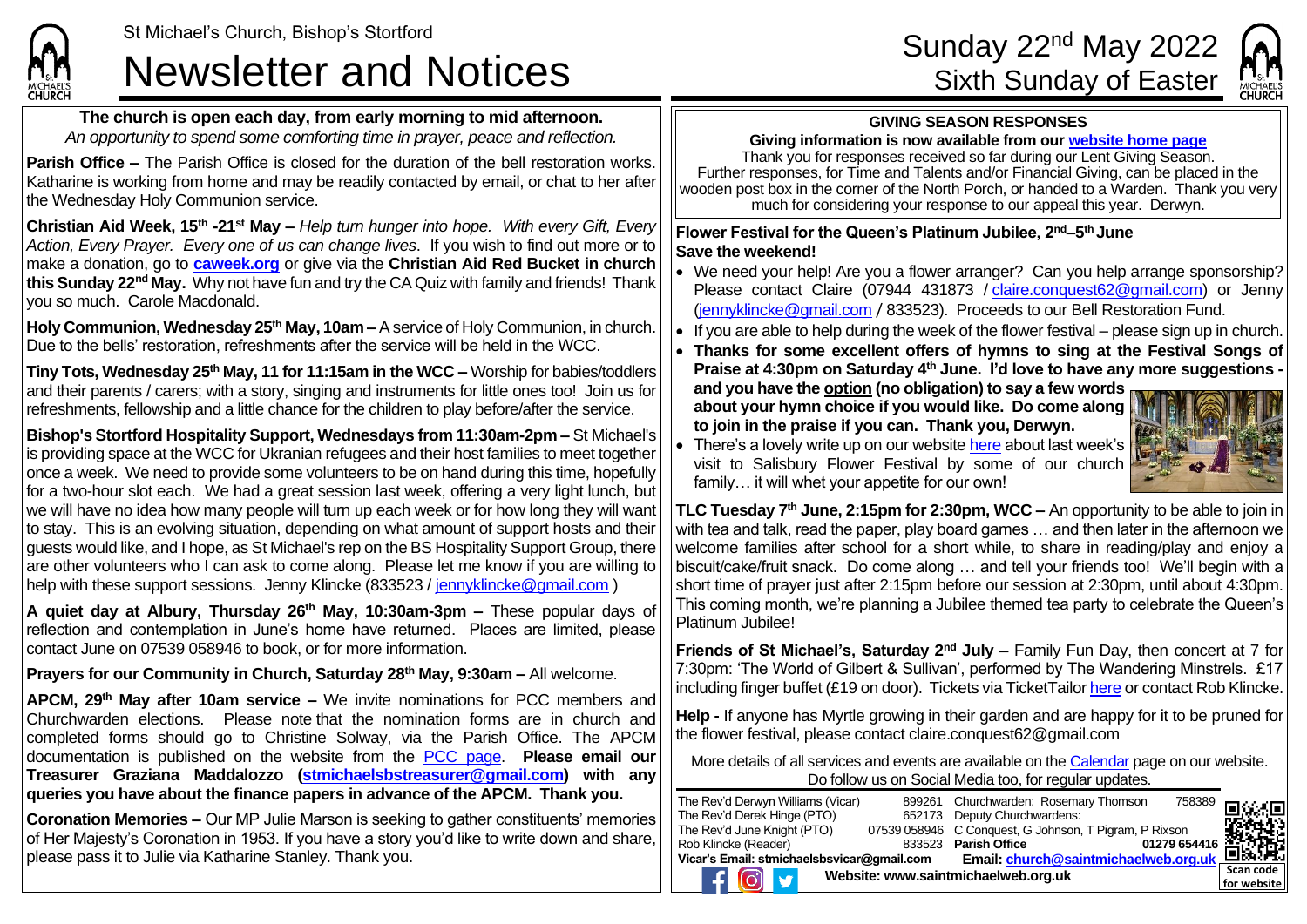St Michael's Church, Bishop's Stortford

# Newsletter and Notices

Sunday 22nd May 2022
Sixth Sunday of Easter

**The church is open each day, from early morning to mid afternoon.**
*An opportunity to spend some comforting time in prayer, peace and reflection.*

**Parish Office –** The Parish Office is closed for the duration of the bell restoration works. Katharine is working from home and may be readily contacted by email, or chat to her after the Wednesday Holy Communion service.

**Christian Aid Week, 15th -21st May –** *Help turn hunger into hope. With every Gift, Every Action, Every Prayer. Every one of us can change lives*. If you wish to find out more or to make a donation, go to **caweek.org** or give via the **Christian Aid Red Bucket in church this Sunday 22nd May.** Why not have fun and try the CA Quiz with family and friends! Thank you so much. Carole Macdonald.

**Holy Communion, Wednesday 25th May, 10am –** A service of Holy Communion, in church. Due to the bells' restoration, refreshments after the service will be held in the WCC.

**Tiny Tots, Wednesday 25th May, 11 for 11:15am in the WCC –** Worship for babies/toddlers and their parents / carers; with a story, singing and instruments for little ones too! Join us for refreshments, fellowship and a little chance for the children to play before/after the service.

**Bishop's Stortford Hospitality Support, Wednesdays from 11:30am-2pm –** St Michael's is providing space at the WCC for Ukranian refugees and their host families to meet together once a week. We need to provide some volunteers to be on hand during this time, hopefully for a two-hour slot each. We had a great session last week, offering a very light lunch, but we will have no idea how many people will turn up each week or for how long they will want to stay. This is an evolving situation, depending on what amount of support hosts and their guests would like, and I hope, as St Michael's rep on the BS Hospitality Support Group, there are other volunteers who I can ask to come along. Please let me know if you are willing to help with these support sessions. Jenny Klincke (833523 / jennyklincke@gmail.com )

**A quiet day at Albury, Thursday 26th May, 10:30am-3pm –** These popular days of reflection and contemplation in June's home have returned. Places are limited, please contact June on 07539 058946 to book, or for more information.

**Prayers for our Community in Church, Saturday 28th May, 9:30am –** All welcome.

**APCM, 29th May after 10am service –** We invite nominations for PCC members and Churchwarden elections. Please note that the nomination forms are in church and completed forms should go to Christine Solway, via the Parish Office. The APCM documentation is published on the website from the PCC page. **Please email our Treasurer Graziana Maddalozzo (stmichaelsbstreasurer@gmail.com) with any queries you have about the finance papers in advance of the APCM. Thank you.**

**Coronation Memories –** Our MP Julie Marson is seeking to gather constituents' memories of Her Majesty's Coronation in 1953. If you have a story you'd like to write down and share, please pass it to Julie via Katharine Stanley. Thank you.

**GIVING SEASON RESPONSES**

**Giving information is now available from our website home page**

Thank you for responses received so far during our Lent Giving Season. Further responses, for Time and Talents and/or Financial Giving, can be placed in the wooden post box in the corner of the North Porch, or handed to a Warden. Thank you very much for considering your response to our appeal this year. Derwyn.

**Flower Festival for the Queen's Platinum Jubilee, 2nd–5th June**
**Save the weekend!**

- We need your help! Are you a flower arranger? Can you help arrange sponsorship? Please contact Claire (07944 431873 / claire.conquest62@gmail.com) or Jenny (jennyklincke@gmail.com / 833523). Proceeds to our Bell Restoration Fund.
- If you are able to help during the week of the flower festival – please sign up in church.
- **Thanks for some excellent offers of hymns to sing at the Festival Songs of Praise at 4:30pm on Saturday 4th June. I'd love to have any more suggestions - and you have the option (no obligation) to say a few words about your hymn choice if you would like. Do come along to join in the praise if you can. Thank you, Derwyn.**
- There's a lovely write up on our website here about last week's visit to Salisbury Flower Festival by some of our church family… it will whet your appetite for our own!

**TLC Tuesday 7th June, 2:15pm for 2:30pm, WCC –** An opportunity to be able to join in with tea and talk, read the paper, play board games … and then later in the afternoon we welcome families after school for a short while, to share in reading/play and enjoy a biscuit/cake/fruit snack. Do come along … and tell your friends too! We'll begin with a short time of prayer just after 2:15pm before our session at 2:30pm, until about 4:30pm. This coming month, we're planning a Jubilee themed tea party to celebrate the Queen's Platinum Jubilee!

**Friends of St Michael's, Saturday 2nd July –** Family Fun Day, then concert at 7 for 7:30pm: 'The World of Gilbert & Sullivan', performed by The Wandering Minstrels. £17 including finger buffet (£19 on door). Tickets via TicketTailor here or contact Rob Klincke.

**Help -** If anyone has Myrtle growing in their garden and are happy for it to be pruned for the flower festival, please contact claire.conquest62@gmail.com

More details of all services and events are available on the Calendar page on our website. Do follow us on Social Media too, for regular updates.

| | | | |
|---|---|---|---|
| The Rev'd Derwyn Williams (Vicar) | 899261 | Churchwarden: Rosemary Thomson | 758389 |
| The Rev'd Derek Hinge (PTO) | 652173 | Deputy Churchwardens: | |
| The Rev'd June Knight (PTO) | 07539 058946 | C Conquest, G Johnson, T Pigram, P Rixson | |
| Rob Klincke (Reader) | 833523 | **Parish Office** | **01279 654416** |

**Vicar's Email: stmichaelsbsvicar@gmail.com** **Email: church@saintmichaelweb.org.uk**

**Website: www.saintmichaelweb.org.uk**

Scan code for website